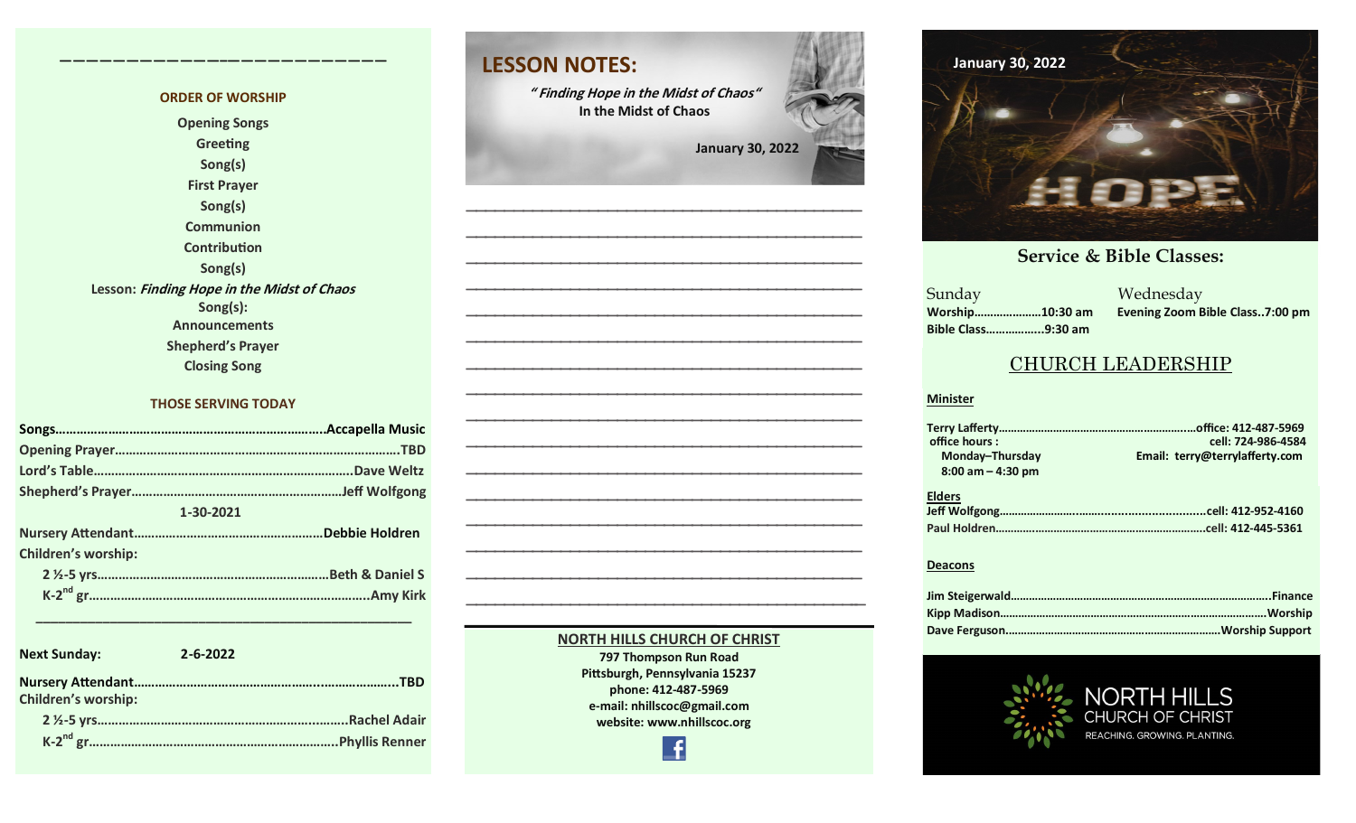## ORDER OF WORSHIP

Opening Songs
Greeting
Song(s)
First Prayer
Song(s)
Communion
Contribution
Song(s)
Lesson: ***Finding Hope in the Midst of Chaos***
Song(s):
Announcements
Shepherd's Prayer
Closing Song

## THOSE SERVING TODAY

**Songs**……………………………………………………………Accapella Music
**Opening Prayer**………………………………………………………TBD
**Lord's Table**……………………………………………………Dave Weltz
**Shepherd's Prayer**………………………………………Jeff Wolfgong

**1-30-2021**

**Nursery Attendant**………………………………………Debbie Holdren
**Children's worship:**
- 2 ½-5 yrs…………………………………………………Beth & Daniel S
- K-2nd gr……………………………………………………………Amy Kirk

---

**Next Sunday:** 2-6-2022

**Nursery Attendant**…………………………………………………………TBD
**Children's worship:**
- 2 ½-5 yrs…………………………………………………………Rachel Adair
- K-2nd gr…………………………………………………………Phyllis Renner

# LESSON NOTES:

***" Finding Hope in the Midst of Chaos"***
**In the Midst of Chaos**

**January 30, 2022**

________________________________________________
________________________________________________
________________________________________________
________________________________________________
________________________________________________
________________________________________________
________________________________________________
________________________________________________
________________________________________________
________________________________________________
________________________________________________
________________________________________________
________________________________________________
________________________________________________
________________________________________________
________________________________________________

**NORTH HILLS CHURCH OF CHRIST**
797 Thompson Run Road
Pittsburgh, Pennsylvania 15237
phone: 412-487-5969
e-mail: nhillscoc@gmail.com
website: www.nhillscoc.org

**January 30, 2022**

HOPE

## Service & Bible Classes:

Sunday
**Worship**………………10:30 am
**Bible Class**……………9:30 am

Wednesday
**Evening Zoom Bible Class**..7:00 pm

## CHURCH LEADERSHIP

**Minister**

**Terry Lafferty**……………………………………………office: 412-487-5969
office hours : cell: 724-986-4584
Monday–Thursday
8:00 am – 4:30 pm
Email: terry@terrylafferty.com

**Elders**

**Jeff Wolfgong**………………………………………………cell: 412-952-4160
**Paul Holdren**………………………………………………cell: 412-445-5361

**Deacons**

**Jim Steigerwald**……………………………………………………………Finance
**Kipp Madison**……………………………………………………………Worship
**Dave Ferguson**…………………………………………………Worship Support

NORTH HILLS
CHURCH OF CHRIST
REACHING. GROWING. PLANTING.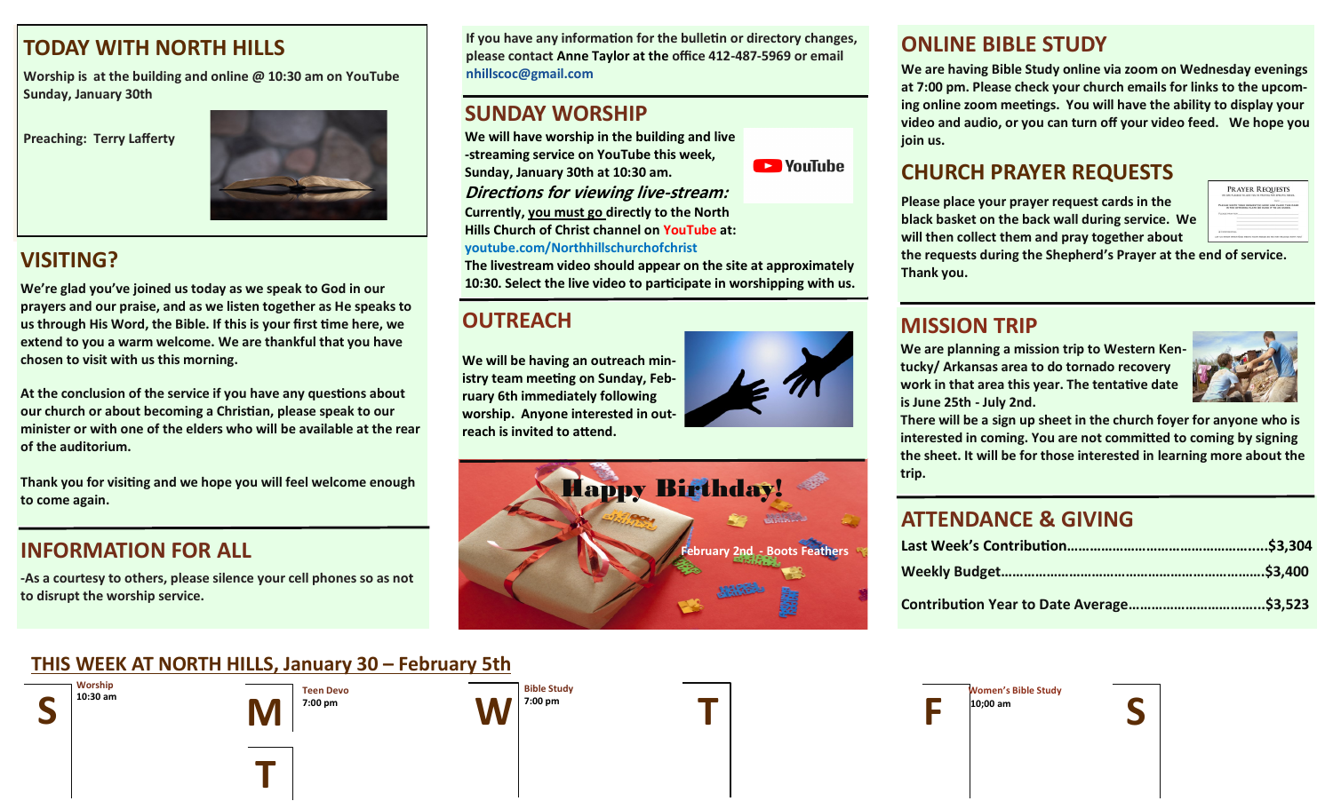## TODAY WITH NORTH HILLS

**Worship is at the building and online @ 10:30 am on YouTube Sunday, January 30th**

**Preaching: Terry Lafferty**

## VISITING?

**We're glad you've joined us today as we speak to God in our prayers and our praise, and as we listen together as He speaks to us through His Word, the Bible. If this is your first time here, we extend to you a warm welcome. We are thankful that you have chosen to visit with us this morning.**

**At the conclusion of the service if you have any questions about our church or about becoming a Christian, please speak to our minister or with one of the elders who will be available at the rear of the auditorium.**

**Thank you for visiting and we hope you will feel welcome enough to come again.**

## INFORMATION FOR ALL

**-As a courtesy to others, please silence your cell phones so as not to disrupt the worship service.**

**If you have any information for the bulletin or directory changes, please contact Anne Taylor at the office 412-487-5969 or email nhillscoc@gmail.com**

## SUNDAY WORSHIP

**We will have worship in the building and live-streaming service on YouTube this week, Sunday, January 30th at 10:30 am.**

***Directions for viewing live-stream:***

**Currently, you must go directly to the North Hills Church of Christ channel on YouTube at: youtube.com/Northhillschurchofchrist**

**The livestream video should appear on the site at approximately 10:30. Select the live video to participate in worshipping with us.**

## OUTREACH

**We will be having an outreach ministry team meeting on Sunday, February 6th immediately following worship. Anyone interested in outreach is invited to attend.**

**Happy Birthday!**

**February 2nd - Boots Feathers**

## ONLINE BIBLE STUDY

**We are having Bible Study online via zoom on Wednesday evenings at 7:00 pm. Please check your church emails for links to the upcoming online zoom meetings. You will have the ability to display your video and audio, or you can turn off your video feed. We hope you join us.**

## CHURCH PRAYER REQUESTS

**Please place your prayer request cards in the black basket on the back wall during service. We will then collect them and pray together about the requests during the Shepherd's Prayer at the end of service. Thank you.**

## MISSION TRIP

**We are planning a mission trip to Western Kentucky/ Arkansas area to do tornado recovery work in that area this year. The tentative date is June 25th - July 2nd.**

**There will be a sign up sheet in the church foyer for anyone who is interested in coming. You are not committed to coming by signing the sheet. It will be for those interested in learning more about the trip.**

## ATTENDANCE & GIVING

**Last Week's Contribution........................................$3,304**

**Weekly Budget........................................................$3,400**

**Contribution Year to Date Average..........................$3,523**

## THIS WEEK AT NORTH HILLS, January 30 – February 5th

| Day | Event |
|---|---|
| S | Worship 10:30 am |
| M | Teen Devo 7:00 pm |
| T | |
| W | Bible Study 7:00 pm |
| T | |
| F | Women's Bible Study 10;00 am |
| S | |